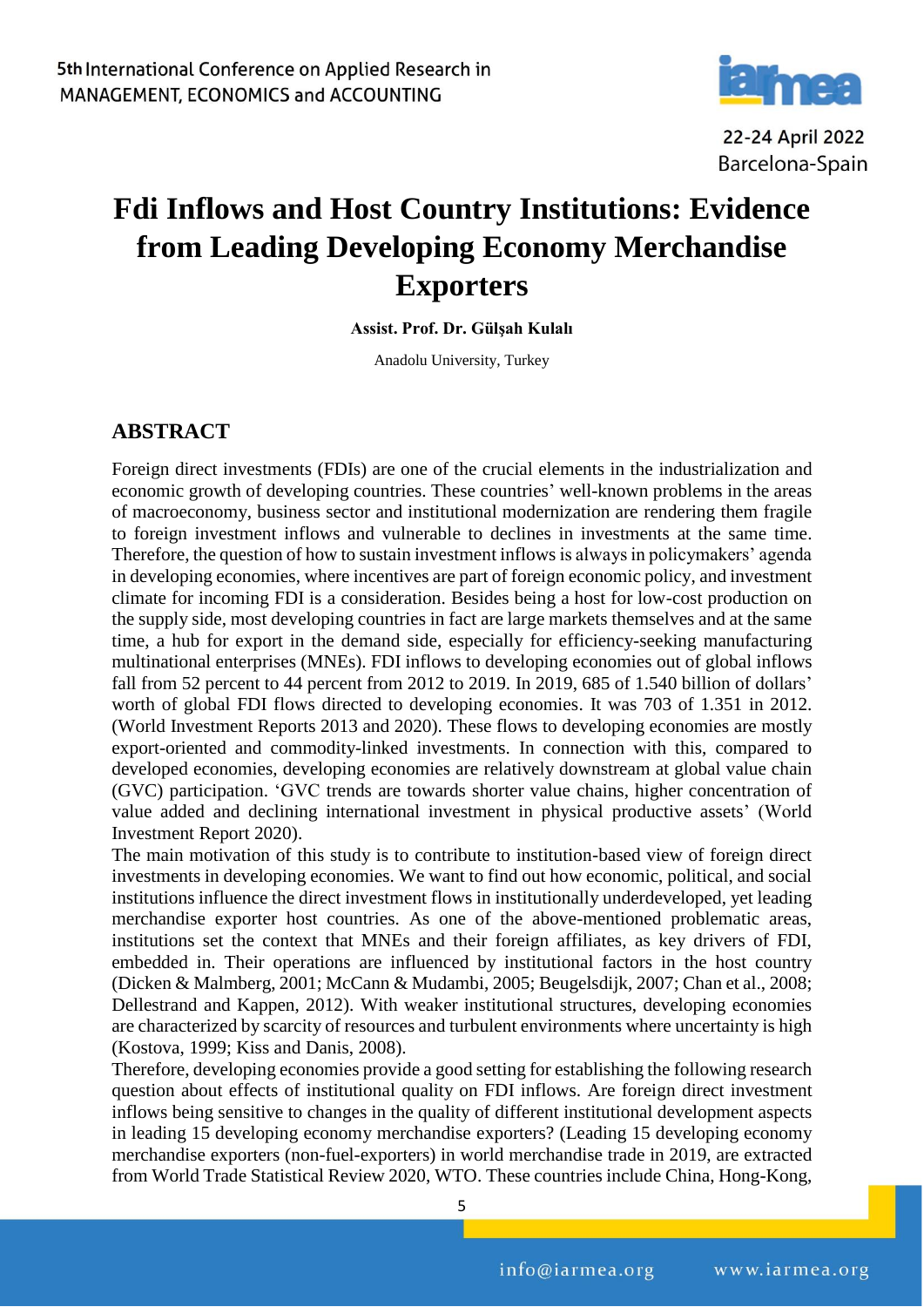# Fdi Inflows and Host Country Institutions: Evidence from Leading Developing Economy Merchandise Exporters

**Assist. Prof. Dr. Gülşah Kulalı**

Anadolu University, Turkey

## ABSTRACT

Foreign direct investments (FDIs) are one of the crucial elements in the industrialization and economic growth of developing countries. These countries' well-known problems in the areas of macroeconomy, business sector and institutional modernization are rendering them fragile to foreign investment inflows and vulnerable to declines in investments at the same time. Therefore, the question of how to sustain investment inflows is always in policymakers' agenda in developing economies, where incentives are part of foreign economic policy, and investment climate for incoming FDI is a consideration. Besides being a host for low-cost production on the supply side, most developing countries in fact are large markets themselves and at the same time, a hub for export in the demand side, especially for efficiency-seeking manufacturing multinational enterprises (MNEs). FDI inflows to developing economies out of global inflows fall from 52 percent to 44 percent from 2012 to 2019. In 2019, 685 of 1.540 billion of dollars' worth of global FDI flows directed to developing economies. It was 703 of 1.351 in 2012. (World Investment Reports 2013 and 2020). These flows to developing economies are mostly export-oriented and commodity-linked investments. In connection with this, compared to developed economies, developing economies are relatively downstream at global value chain (GVC) participation. 'GVC trends are towards shorter value chains, higher concentration of value added and declining international investment in physical productive assets' (World Investment Report 2020).

The main motivation of this study is to contribute to institution-based view of foreign direct investments in developing economies. We want to find out how economic, political, and social institutions influence the direct investment flows in institutionally underdeveloped, yet leading merchandise exporter host countries. As one of the above-mentioned problematic areas, institutions set the context that MNEs and their foreign affiliates, as key drivers of FDI, embedded in. Their operations are influenced by institutional factors in the host country (Dicken & Malmberg, 2001; McCann & Mudambi, 2005; Beugelsdijk, 2007; Chan et al., 2008; Dellestrand and Kappen, 2012). With weaker institutional structures, developing economies are characterized by scarcity of resources and turbulent environments where uncertainty is high (Kostova, 1999; Kiss and Danis, 2008).

Therefore, developing economies provide a good setting for establishing the following research question about effects of institutional quality on FDI inflows. Are foreign direct investment inflows being sensitive to changes in the quality of different institutional development aspects in leading 15 developing economy merchandise exporters? (Leading 15 developing economy merchandise exporters (non-fuel-exporters) in world merchandise trade in 2019, are extracted from World Trade Statistical Review 2020, WTO. These countries include China, Hong-Kong,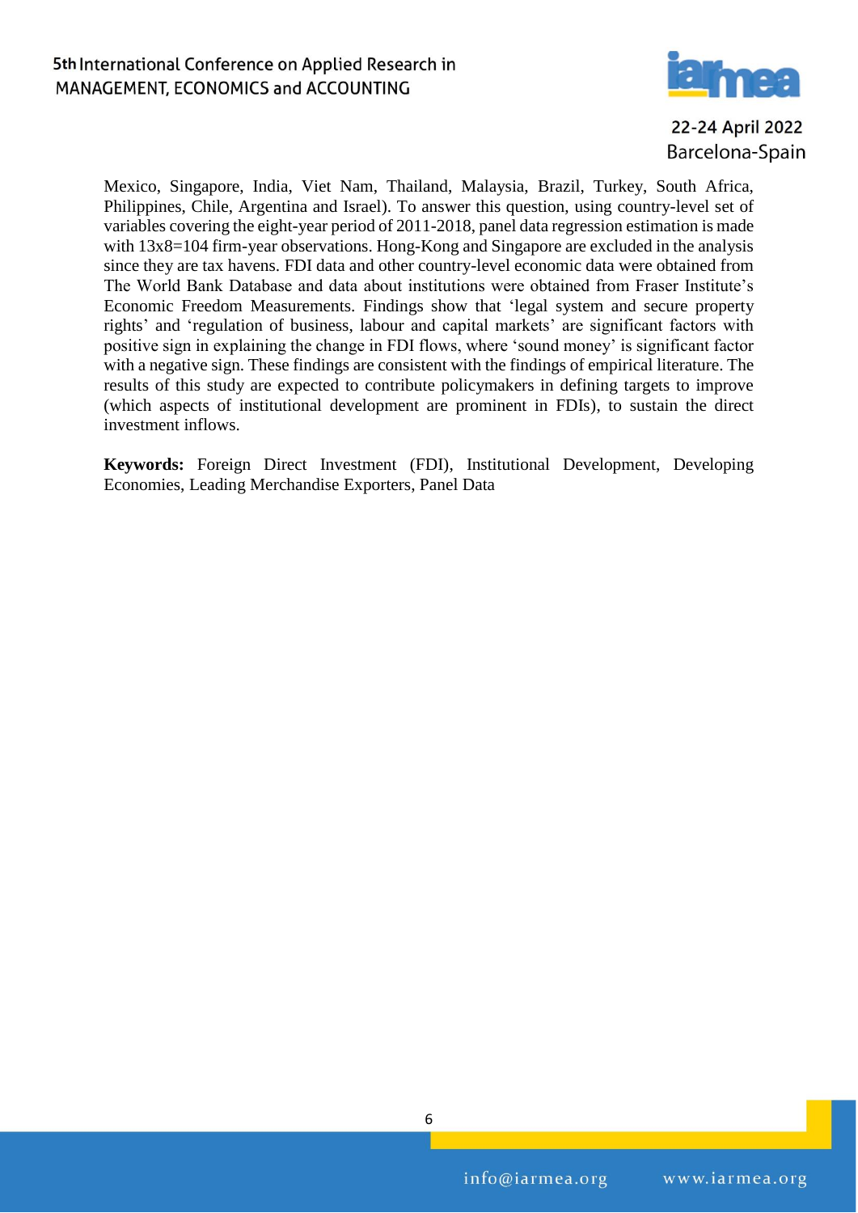Mexico, Singapore, India, Viet Nam, Thailand, Malaysia, Brazil, Turkey, South Africa, Philippines, Chile, Argentina and Israel). To answer this question, using country-level set of variables covering the eight-year period of 2011-2018, panel data regression estimation is made with 13x8=104 firm-year observations. Hong-Kong and Singapore are excluded in the analysis since they are tax havens. FDI data and other country-level economic data were obtained from The World Bank Database and data about institutions were obtained from Fraser Institute's Economic Freedom Measurements. Findings show that 'legal system and secure property rights' and 'regulation of business, labour and capital markets' are significant factors with positive sign in explaining the change in FDI flows, where 'sound money' is significant factor with a negative sign. These findings are consistent with the findings of empirical literature. The results of this study are expected to contribute policymakers in defining targets to improve (which aspects of institutional development are prominent in FDIs), to sustain the direct investment inflows.

**Keywords:** Foreign Direct Investment (FDI), Institutional Development, Developing Economies, Leading Merchandise Exporters, Panel Data